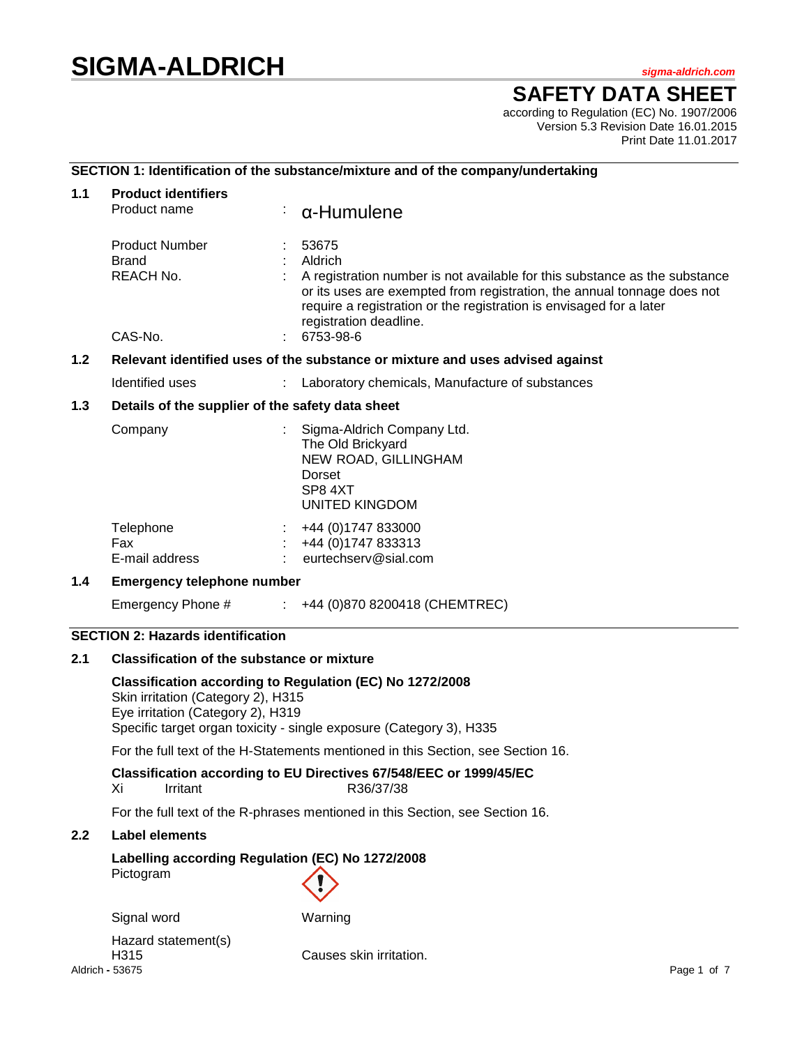# SIGMA-ALDRICH

sigma-aldrich.com

## SAFETY DATA SHEET

according to Regulation (EC) No. 1907/2006
Version 5.3 Revision Date 16.01.2015
Print Date 11.01.2017

### SECTION 1: Identification of the substance/mixture and of the company/undertaking

**1.1 Product identifiers**

Product name : α-Humulene

Product Number : 53675
Brand : Aldrich
REACH No. : A registration number is not available for this substance as the substance or its uses are exempted from registration, the annual tonnage does not require a registration or the registration is envisaged for a later registration deadline.
CAS-No. : 6753-98-6

**1.2 Relevant identified uses of the substance or mixture and uses advised against**

Identified uses : Laboratory chemicals, Manufacture of substances

**1.3 Details of the supplier of the safety data sheet**

Company : Sigma-Aldrich Company Ltd.
The Old Brickyard
NEW ROAD, GILLINGHAM
Dorset
SP8 4XT
UNITED KINGDOM

Telephone : +44 (0)1747 833000
Fax : +44 (0)1747 833313
E-mail address : eurtechserv@sial.com

**1.4 Emergency telephone number**

Emergency Phone # : +44 (0)870 8200418 (CHEMTREC)

### SECTION 2: Hazards identification

**2.1 Classification of the substance or mixture**

**Classification according to Regulation (EC) No 1272/2008**
Skin irritation (Category 2), H315
Eye irritation (Category 2), H319
Specific target organ toxicity - single exposure (Category 3), H335

For the full text of the H-Statements mentioned in this Section, see Section 16.

**Classification according to EU Directives 67/548/EEC or 1999/45/EC**
Xi Irritant R36/37/38

For the full text of the R-phrases mentioned in this Section, see Section 16.

**2.2 Label elements**

**Labelling according Regulation (EC) No 1272/2008**
Pictogram

Signal word Warning

Hazard statement(s)
H315 Causes skin irritation.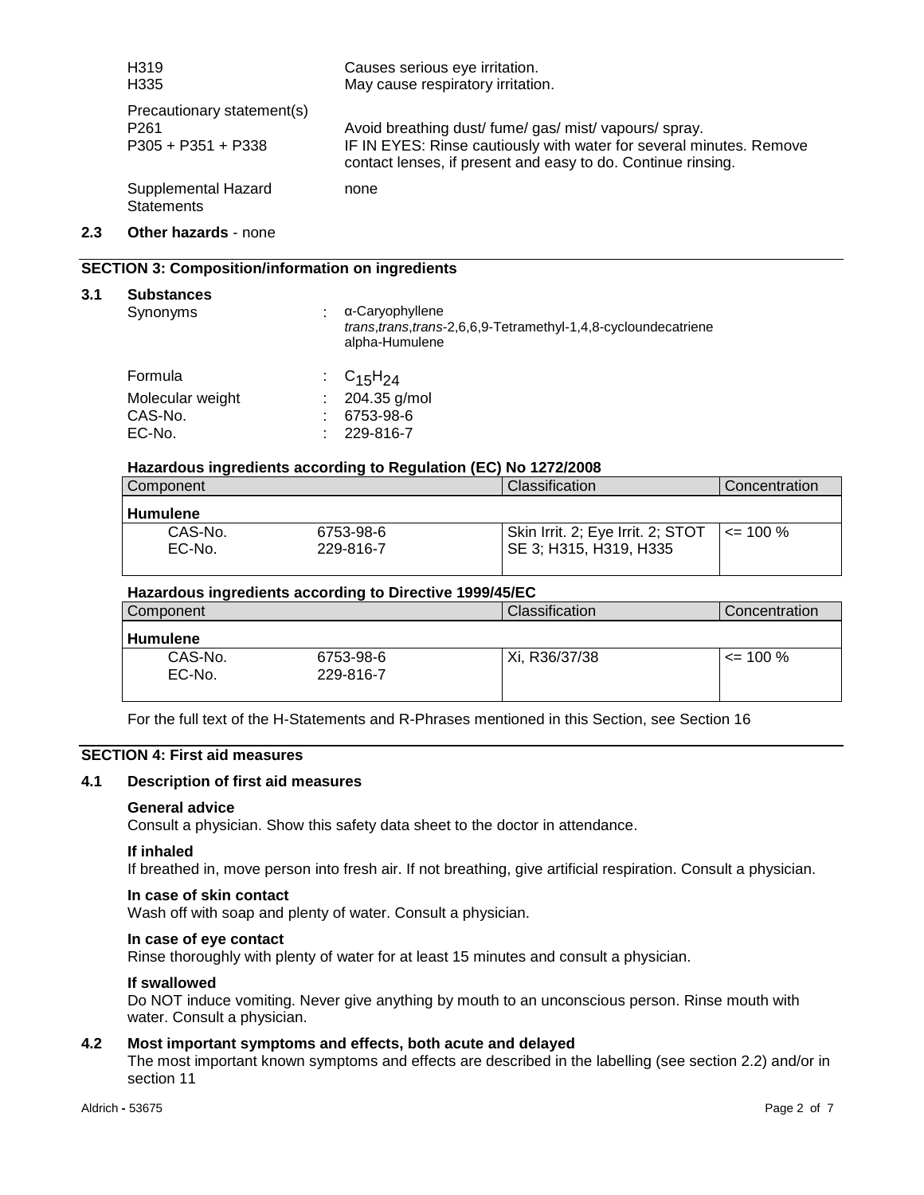| | |
|---|---|
| H319 | Causes serious eye irritation. |
| H335 | May cause respiratory irritation. |
| Precautionary statement(s) | |
| P261 | Avoid breathing dust/ fume/ gas/ mist/ vapours/ spray. |
| P305 + P351 + P338 | IF IN EYES: Rinse cautiously with water for several minutes. Remove contact lenses, if present and easy to do. Continue rinsing. |
| Supplemental Hazard Statements | none |

**2.3 Other hazards** - none

## SECTION 3: Composition/information on ingredients

### 3.1 Substances

Synonyms : α-Caryophyllene
*trans*,*trans*,*trans*-2,6,6,9-Tetramethyl-1,4,8-cycloundecatriene
alpha-Humulene

Formula : $C_{15}H_{24}$

Molecular weight : 204.35 g/mol

CAS-No. : 6753-98-6

EC-No. : 229-816-7

**Hazardous ingredients according to Regulation (EC) No 1272/2008**

| Component | | Classification | Concentration |
|---|---|---|---|
| **Humulene** | | | |
| CAS-No.<br>EC-No. | 6753-98-6<br>229-816-7 | Skin Irrit. 2; Eye Irrit. 2; STOT SE 3; H315, H319, H335 | <= 100 % |

**Hazardous ingredients according to Directive 1999/45/EC**

| Component | | Classification | Concentration |
|---|---|---|---|
| **Humulene** | | | |
| CAS-No.<br>EC-No. | 6753-98-6<br>229-816-7 | Xi, R36/37/38 | <= 100 % |

For the full text of the H-Statements and R-Phrases mentioned in this Section, see Section 16

## SECTION 4: First aid measures

### 4.1 Description of first aid measures

**General advice**
Consult a physician. Show this safety data sheet to the doctor in attendance.

**If inhaled**
If breathed in, move person into fresh air. If not breathing, give artificial respiration. Consult a physician.

**In case of skin contact**
Wash off with soap and plenty of water. Consult a physician.

**In case of eye contact**
Rinse thoroughly with plenty of water for at least 15 minutes and consult a physician.

**If swallowed**
Do NOT induce vomiting. Never give anything by mouth to an unconscious person. Rinse mouth with water. Consult a physician.

### 4.2 Most important symptoms and effects, both acute and delayed

The most important known symptoms and effects are described in the labelling (see section 2.2) and/or in section 11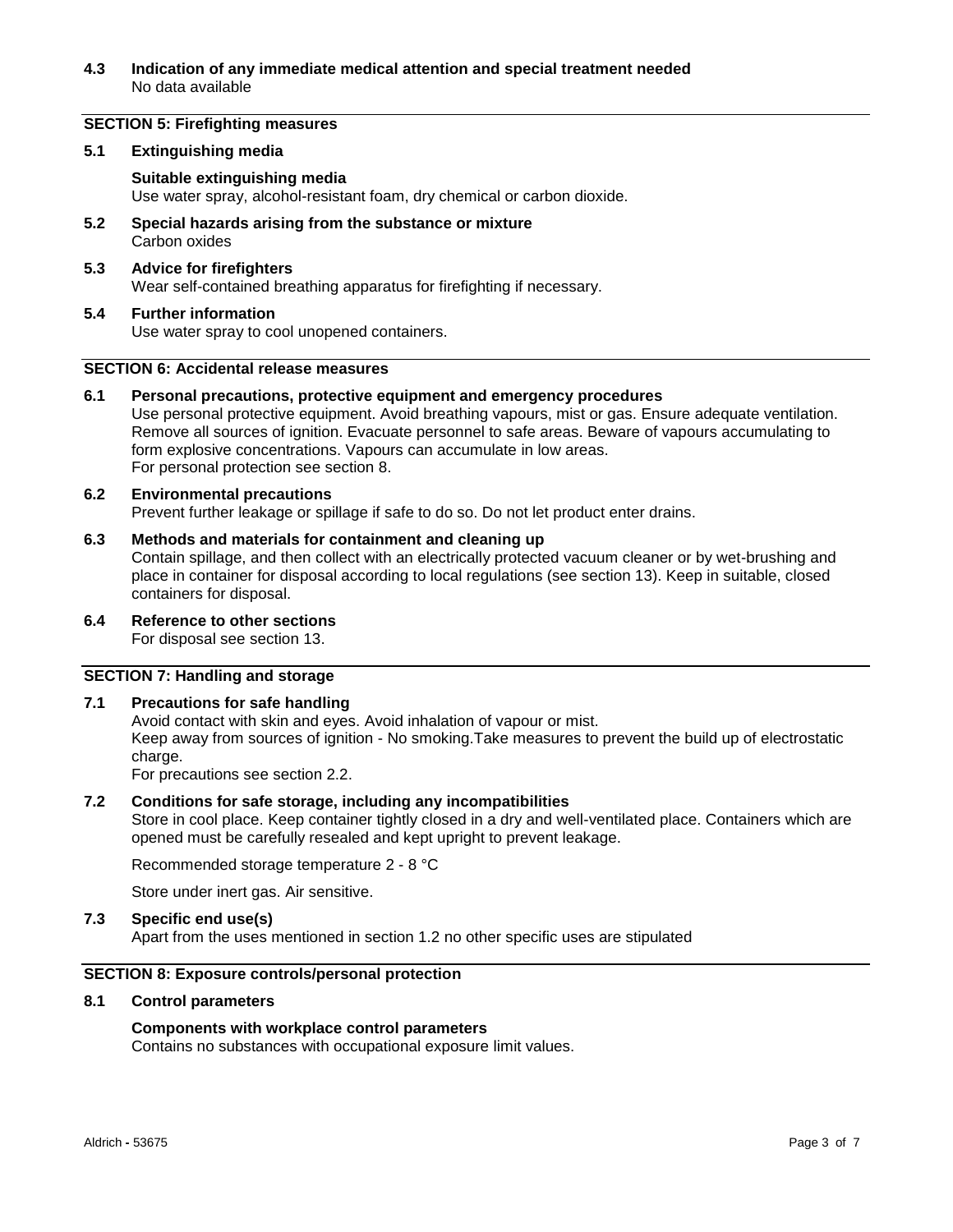### 4.3 Indication of any immediate medical attention and special treatment needed

No data available

## SECTION 5: Firefighting measures

### 5.1 Extinguishing media

**Suitable extinguishing media**

Use water spray, alcohol-resistant foam, dry chemical or carbon dioxide.

### 5.2 Special hazards arising from the substance or mixture

Carbon oxides

### 5.3 Advice for firefighters

Wear self-contained breathing apparatus for firefighting if necessary.

### 5.4 Further information

Use water spray to cool unopened containers.

## SECTION 6: Accidental release measures

### 6.1 Personal precautions, protective equipment and emergency procedures

Use personal protective equipment. Avoid breathing vapours, mist or gas. Ensure adequate ventilation. Remove all sources of ignition. Evacuate personnel to safe areas. Beware of vapours accumulating to form explosive concentrations. Vapours can accumulate in low areas.
For personal protection see section 8.

### 6.2 Environmental precautions

Prevent further leakage or spillage if safe to do so. Do not let product enter drains.

### 6.3 Methods and materials for containment and cleaning up

Contain spillage, and then collect with an electrically protected vacuum cleaner or by wet-brushing and place in container for disposal according to local regulations (see section 13). Keep in suitable, closed containers for disposal.

### 6.4 Reference to other sections

For disposal see section 13.

## SECTION 7: Handling and storage

### 7.1 Precautions for safe handling

Avoid contact with skin and eyes. Avoid inhalation of vapour or mist.
Keep away from sources of ignition - No smoking.Take measures to prevent the build up of electrostatic charge.
For precautions see section 2.2.

### 7.2 Conditions for safe storage, including any incompatibilities

Store in cool place. Keep container tightly closed in a dry and well-ventilated place. Containers which are opened must be carefully resealed and kept upright to prevent leakage.

Recommended storage temperature 2 - 8 °C

Store under inert gas. Air sensitive.

### 7.3 Specific end use(s)

Apart from the uses mentioned in section 1.2 no other specific uses are stipulated

## SECTION 8: Exposure controls/personal protection

### 8.1 Control parameters

**Components with workplace control parameters**

Contains no substances with occupational exposure limit values.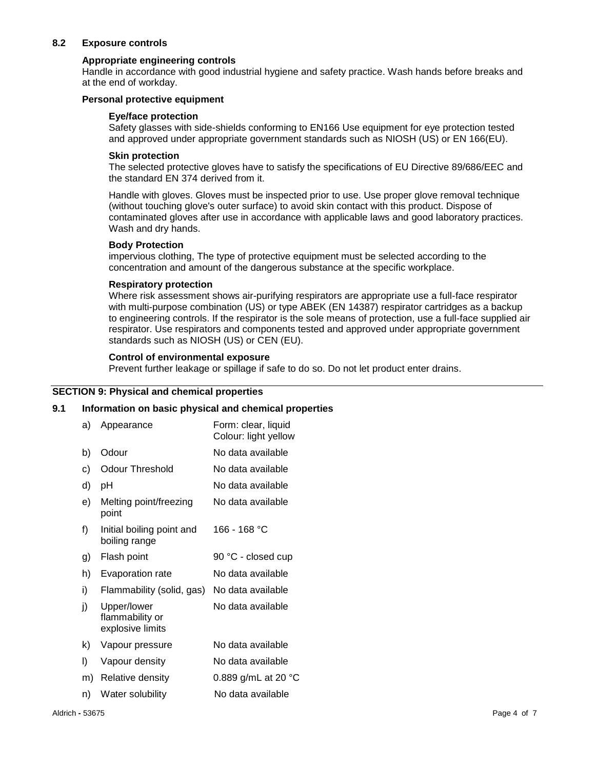### 8.2 Exposure controls

**Appropriate engineering controls**

Handle in accordance with good industrial hygiene and safety practice. Wash hands before breaks and at the end of workday.

**Personal protective equipment**

**Eye/face protection**

Safety glasses with side-shields conforming to EN166 Use equipment for eye protection tested and approved under appropriate government standards such as NIOSH (US) or EN 166(EU).

**Skin protection**

The selected protective gloves have to satisfy the specifications of EU Directive 89/686/EEC and the standard EN 374 derived from it.

Handle with gloves. Gloves must be inspected prior to use. Use proper glove removal technique (without touching glove's outer surface) to avoid skin contact with this product. Dispose of contaminated gloves after use in accordance with applicable laws and good laboratory practices. Wash and dry hands.

**Body Protection**

impervious clothing, The type of protective equipment must be selected according to the concentration and amount of the dangerous substance at the specific workplace.

**Respiratory protection**

Where risk assessment shows air-purifying respirators are appropriate use a full-face respirator with multi-purpose combination (US) or type ABEK (EN 14387) respirator cartridges as a backup to engineering controls. If the respirator is the sole means of protection, use a full-face supplied air respirator. Use respirators and components tested and approved under appropriate government standards such as NIOSH (US) or CEN (EU).

**Control of environmental exposure**

Prevent further leakage or spillage if safe to do so. Do not let product enter drains.

## SECTION 9: Physical and chemical properties

### 9.1 Information on basic physical and chemical properties

| | Property | Value |
|---|---|---|
| a) | Appearance | Form: clear, liquid<br>Colour: light yellow |
| b) | Odour | No data available |
| c) | Odour Threshold | No data available |
| d) | pH | No data available |
| e) | Melting point/freezing point | No data available |
| f) | Initial boiling point and boiling range | 166 - 168 °C |
| g) | Flash point | 90 °C - closed cup |
| h) | Evaporation rate | No data available |
| i) | Flammability (solid, gas) | No data available |
| j) | Upper/lower flammability or explosive limits | No data available |
| k) | Vapour pressure | No data available |
| l) | Vapour density | No data available |
| m) | Relative density | 0.889 g/mL at 20 °C |
| n) | Water solubility | No data available |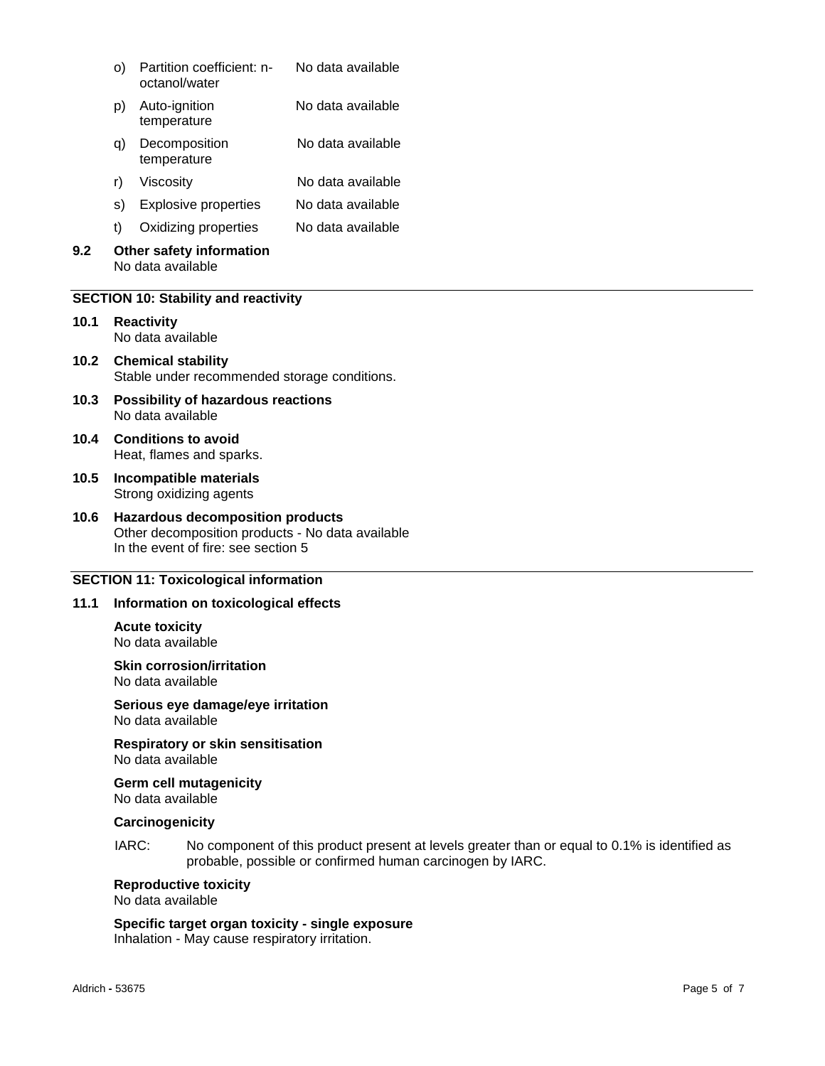| | | |
|---|---|---|
| o) | Partition coefficient: n-octanol/water | No data available |
| p) | Auto-ignition temperature | No data available |
| q) | Decomposition temperature | No data available |
| r) | Viscosity | No data available |
| s) | Explosive properties | No data available |
| t) | Oxidizing properties | No data available |

**9.2 Other safety information**
No data available

## SECTION 10: Stability and reactivity

**10.1 Reactivity**
No data available

**10.2 Chemical stability**
Stable under recommended storage conditions.

**10.3 Possibility of hazardous reactions**
No data available

**10.4 Conditions to avoid**
Heat, flames and sparks.

**10.5 Incompatible materials**
Strong oxidizing agents

**10.6 Hazardous decomposition products**
Other decomposition products - No data available
In the event of fire: see section 5

## SECTION 11: Toxicological information

**11.1 Information on toxicological effects**

**Acute toxicity**
No data available

**Skin corrosion/irritation**
No data available

**Serious eye damage/eye irritation**
No data available

**Respiratory or skin sensitisation**
No data available

**Germ cell mutagenicity**
No data available

**Carcinogenicity**

IARC: No component of this product present at levels greater than or equal to 0.1% is identified as probable, possible or confirmed human carcinogen by IARC.

**Reproductive toxicity**
No data available

**Specific target organ toxicity - single exposure**
Inhalation - May cause respiratory irritation.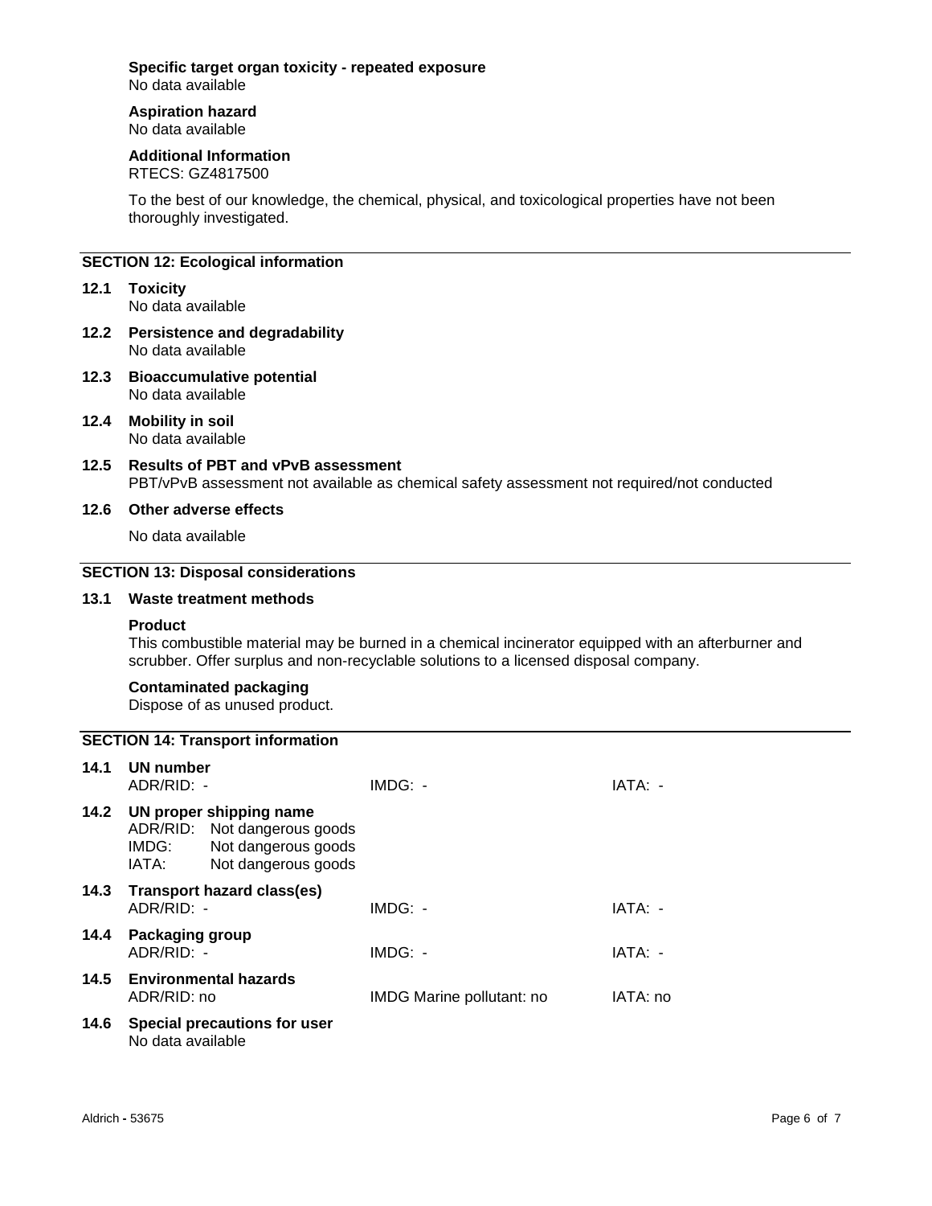**Specific target organ toxicity - repeated exposure**
No data available

**Aspiration hazard**
No data available

**Additional Information**
RTECS: GZ4817500

To the best of our knowledge, the chemical, physical, and toxicological properties have not been thoroughly investigated.

## SECTION 12: Ecological information

### 12.1 Toxicity
No data available

### 12.2 Persistence and degradability
No data available

### 12.3 Bioaccumulative potential
No data available

### 12.4 Mobility in soil
No data available

### 12.5 Results of PBT and vPvB assessment
PBT/vPvB assessment not available as chemical safety assessment not required/not conducted

### 12.6 Other adverse effects
No data available

## SECTION 13: Disposal considerations

### 13.1 Waste treatment methods

**Product**
This combustible material may be burned in a chemical incinerator equipped with an afterburner and scrubber. Offer surplus and non-recyclable solutions to a licensed disposal company.

**Contaminated packaging**
Dispose of as unused product.

## SECTION 14: Transport information

### 14.1 UN number
ADR/RID: - IMDG: - IATA: -

### 14.2 UN proper shipping name
ADR/RID: Not dangerous goods
IMDG: Not dangerous goods
IATA: Not dangerous goods

### 14.3 Transport hazard class(es)
ADR/RID: - IMDG: - IATA: -

### 14.4 Packaging group
ADR/RID: - IMDG: - IATA: -

### 14.5 Environmental hazards
ADR/RID: no IMDG Marine pollutant: no IATA: no

### 14.6 Special precautions for user
No data available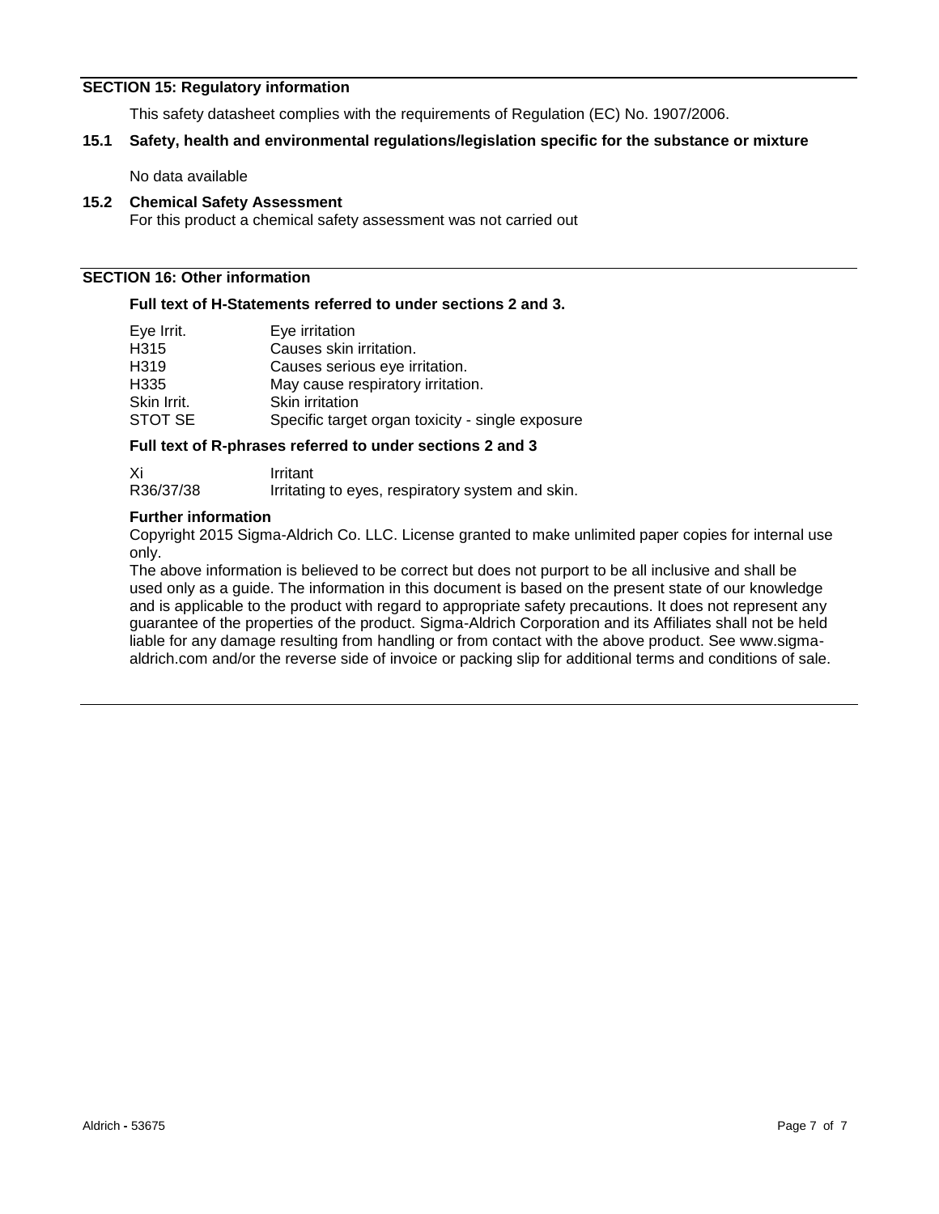## SECTION 15: Regulatory information

This safety datasheet complies with the requirements of Regulation (EC) No. 1907/2006.

### 15.1 Safety, health and environmental regulations/legislation specific for the substance or mixture

No data available

### 15.2 Chemical Safety Assessment

For this product a chemical safety assessment was not carried out

## SECTION 16: Other information

**Full text of H-Statements referred to under sections 2 and 3.**

| | |
|---|---|
| Eye Irrit. | Eye irritation |
| H315 | Causes skin irritation. |
| H319 | Causes serious eye irritation. |
| H335 | May cause respiratory irritation. |
| Skin Irrit. | Skin irritation |
| STOT SE | Specific target organ toxicity - single exposure |

**Full text of R-phrases referred to under sections 2 and 3**

| | |
|---|---|
| Xi | Irritant |
| R36/37/38 | Irritating to eyes, respiratory system and skin. |

**Further information**

Copyright 2015 Sigma-Aldrich Co. LLC. License granted to make unlimited paper copies for internal use only.

The above information is believed to be correct but does not purport to be all inclusive and shall be used only as a guide. The information in this document is based on the present state of our knowledge and is applicable to the product with regard to appropriate safety precautions. It does not represent any guarantee of the properties of the product. Sigma-Aldrich Corporation and its Affiliates shall not be held liable for any damage resulting from handling or from contact with the above product. See www.sigma-aldrich.com and/or the reverse side of invoice or packing slip for additional terms and conditions of sale.